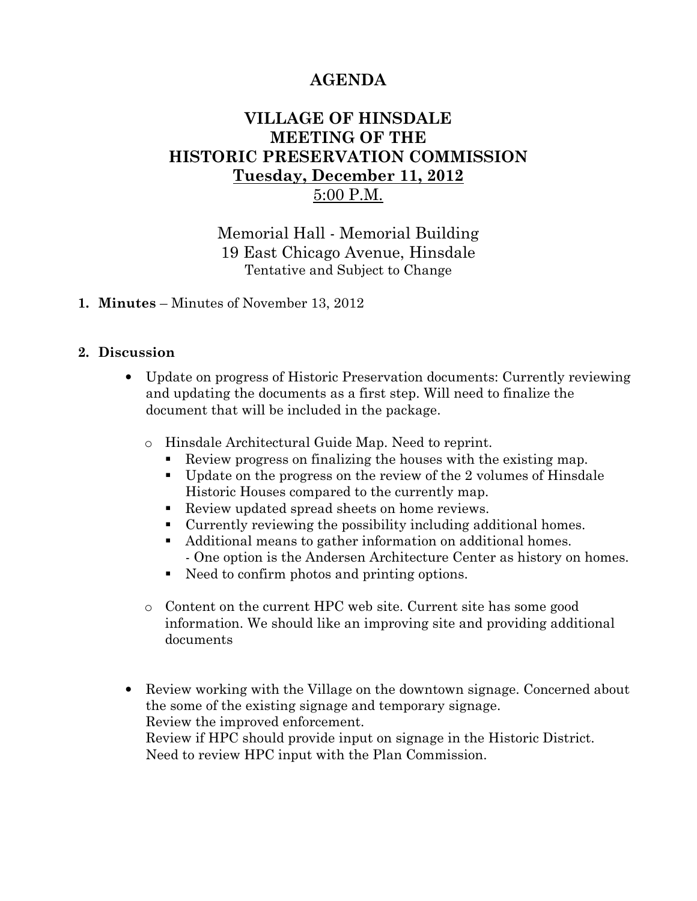# AGENDA

## VILLAGE OF HINSDALE
## MEETING OF THE
## HISTORIC PRESERVATION COMMISSION
## Tuesday, December 11, 2012
## 5:00 P.M.

Memorial Hall - Memorial Building
19 East Chicago Avenue, Hinsdale
Tentative and Subject to Change

1. **Minutes** – Minutes of November 13, 2012

2. **Discussion**

   - Update on progress of Historic Preservation documents: Currently reviewing and updating the documents as a first step. Will need to finalize the document that will be included in the package.

     - Hinsdale Architectural Guide Map. Need to reprint.
       - Review progress on finalizing the houses with the existing map.
       - Update on the progress on the review of the 2 volumes of Hinsdale Historic Houses compared to the currently map.
       - Review updated spread sheets on home reviews.
       - Currently reviewing the possibility including additional homes.
       - Additional means to gather information on additional homes.
         - One option is the Andersen Architecture Center as history on homes.
       - Need to confirm photos and printing options.

     - Content on the current HPC web site. Current site has some good information. We should like an improving site and providing additional documents

   - Review working with the Village on the downtown signage. Concerned about the some of the existing signage and temporary signage.
     Review the improved enforcement.
     Review if HPC should provide input on signage in the Historic District.
     Need to review HPC input with the Plan Commission.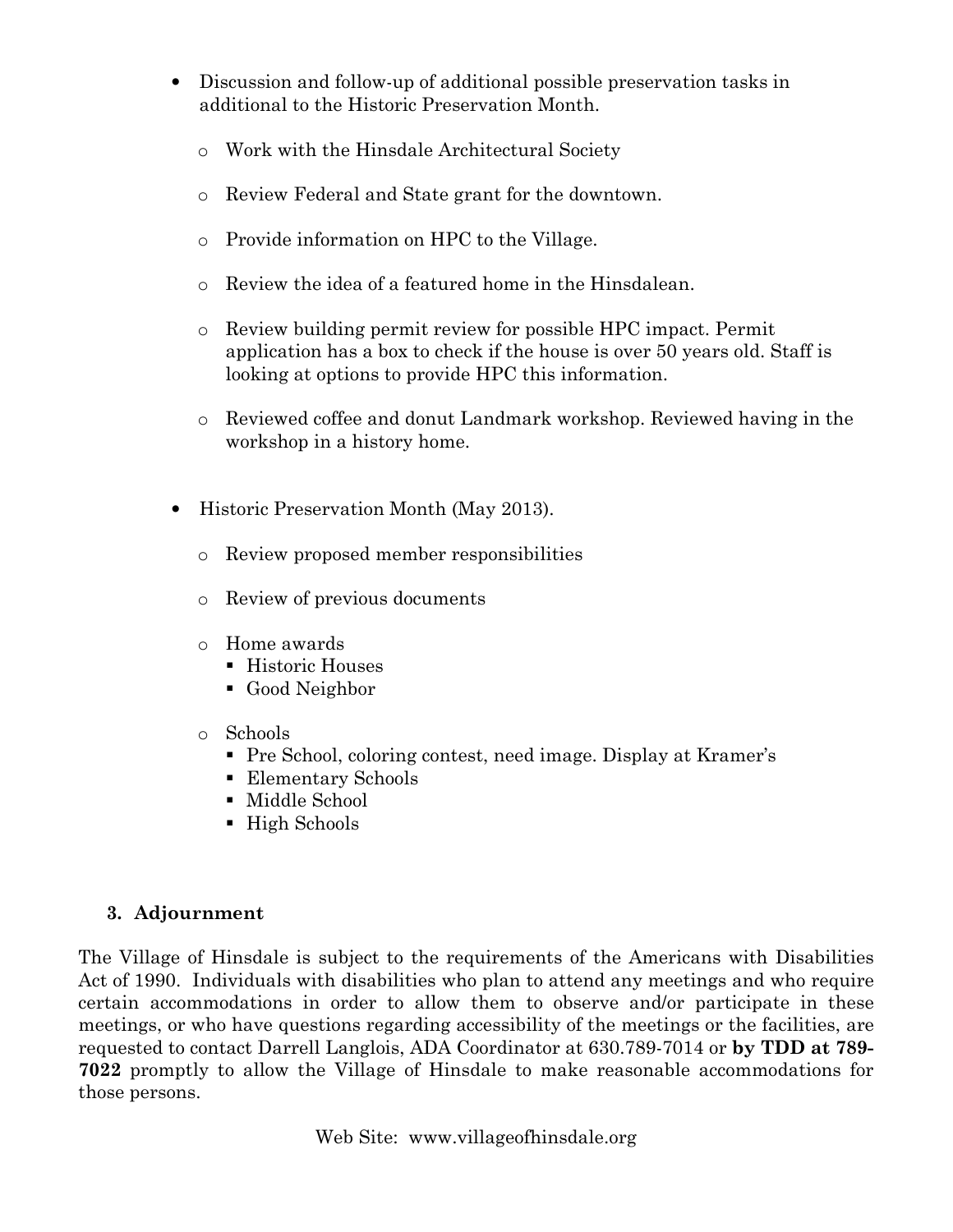- Discussion and follow-up of additional possible preservation tasks in additional to the Historic Preservation Month.
  - Work with the Hinsdale Architectural Society
  - Review Federal and State grant for the downtown.
  - Provide information on HPC to the Village.
  - Review the idea of a featured home in the Hinsdalean.
  - Review building permit review for possible HPC impact. Permit application has a box to check if the house is over 50 years old. Staff is looking at options to provide HPC this information.
  - Reviewed coffee and donut Landmark workshop. Reviewed having in the workshop in a history home.
- Historic Preservation Month (May 2013).
  - Review proposed member responsibilities
  - Review of previous documents
  - Home awards
    - Historic Houses
    - Good Neighbor
  - Schools
    - Pre School, coloring contest, need image. Display at Kramer's
    - Elementary Schools
    - Middle School
    - High Schools

### 3. Adjournment

The Village of Hinsdale is subject to the requirements of the Americans with Disabilities Act of 1990. Individuals with disabilities who plan to attend any meetings and who require certain accommodations in order to allow them to observe and/or participate in these meetings, or who have questions regarding accessibility of the meetings or the facilities, are requested to contact Darrell Langlois, ADA Coordinator at 630.789-7014 or **by TDD at 789-7022** promptly to allow the Village of Hinsdale to make reasonable accommodations for those persons.

Web Site: www.villageofhinsdale.org